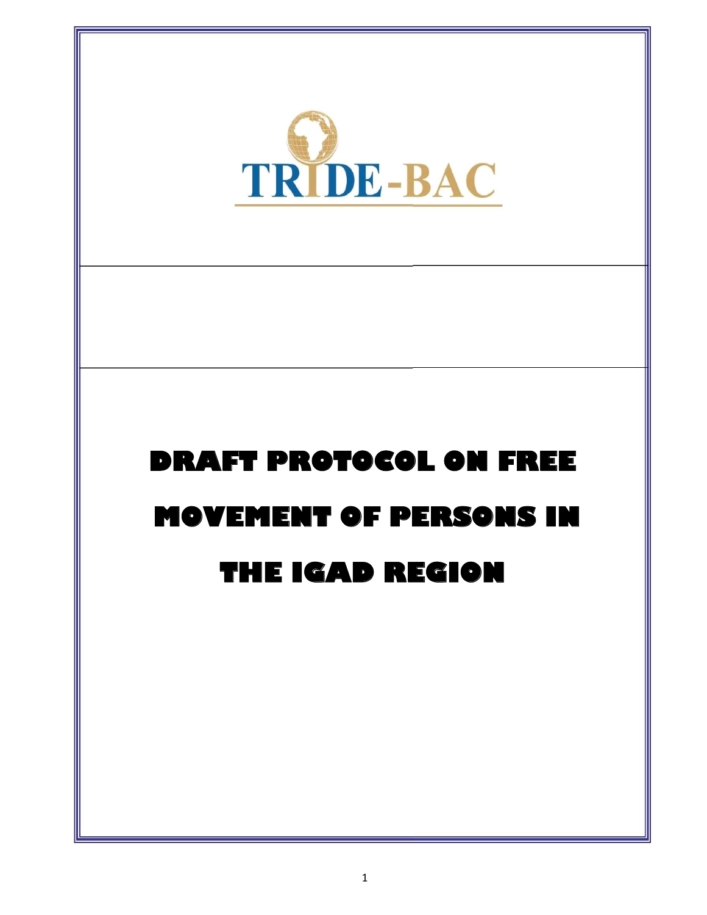TRIDE-BAC

# DRAFT PROTOCOL ON FREE MOVEMENT OF PERSONS IN THE IGAD REGION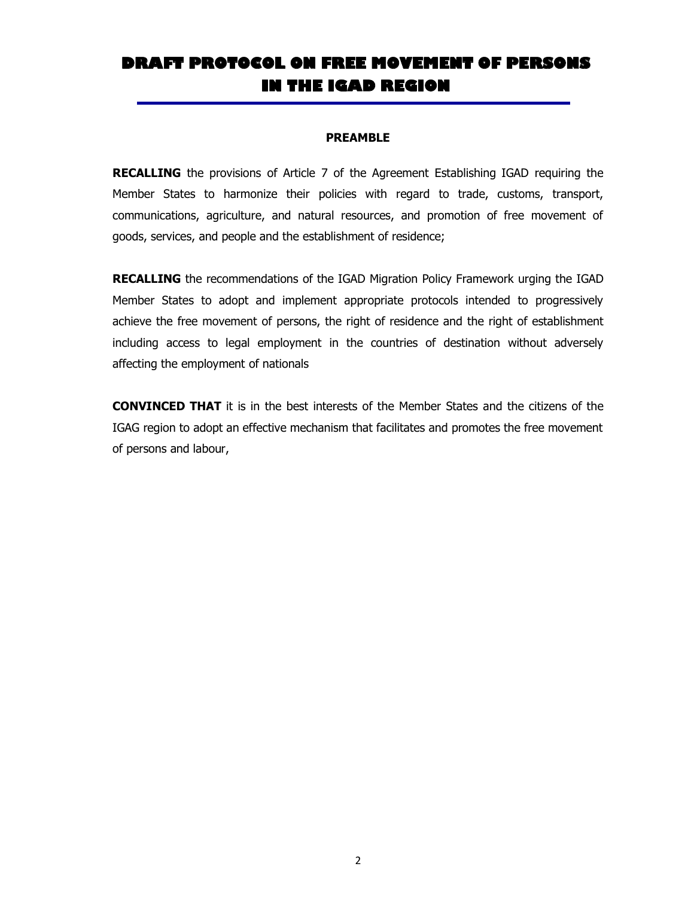# DRAFT PROTOCOL ON FREE MOVEMENT OF PERSONS IN THE IGAD REGION

## PREAMBLE

**RECALLING** the provisions of Article 7 of the Agreement Establishing IGAD requiring the Member States to harmonize their policies with regard to trade, customs, transport, communications, agriculture, and natural resources, and promotion of free movement of goods, services, and people and the establishment of residence;

**RECALLING** the recommendations of the IGAD Migration Policy Framework urging the IGAD Member States to adopt and implement appropriate protocols intended to progressively achieve the free movement of persons, the right of residence and the right of establishment including access to legal employment in the countries of destination without adversely affecting the employment of nationals

**CONVINCED THAT** it is in the best interests of the Member States and the citizens of the IGAG region to adopt an effective mechanism that facilitates and promotes the free movement of persons and labour,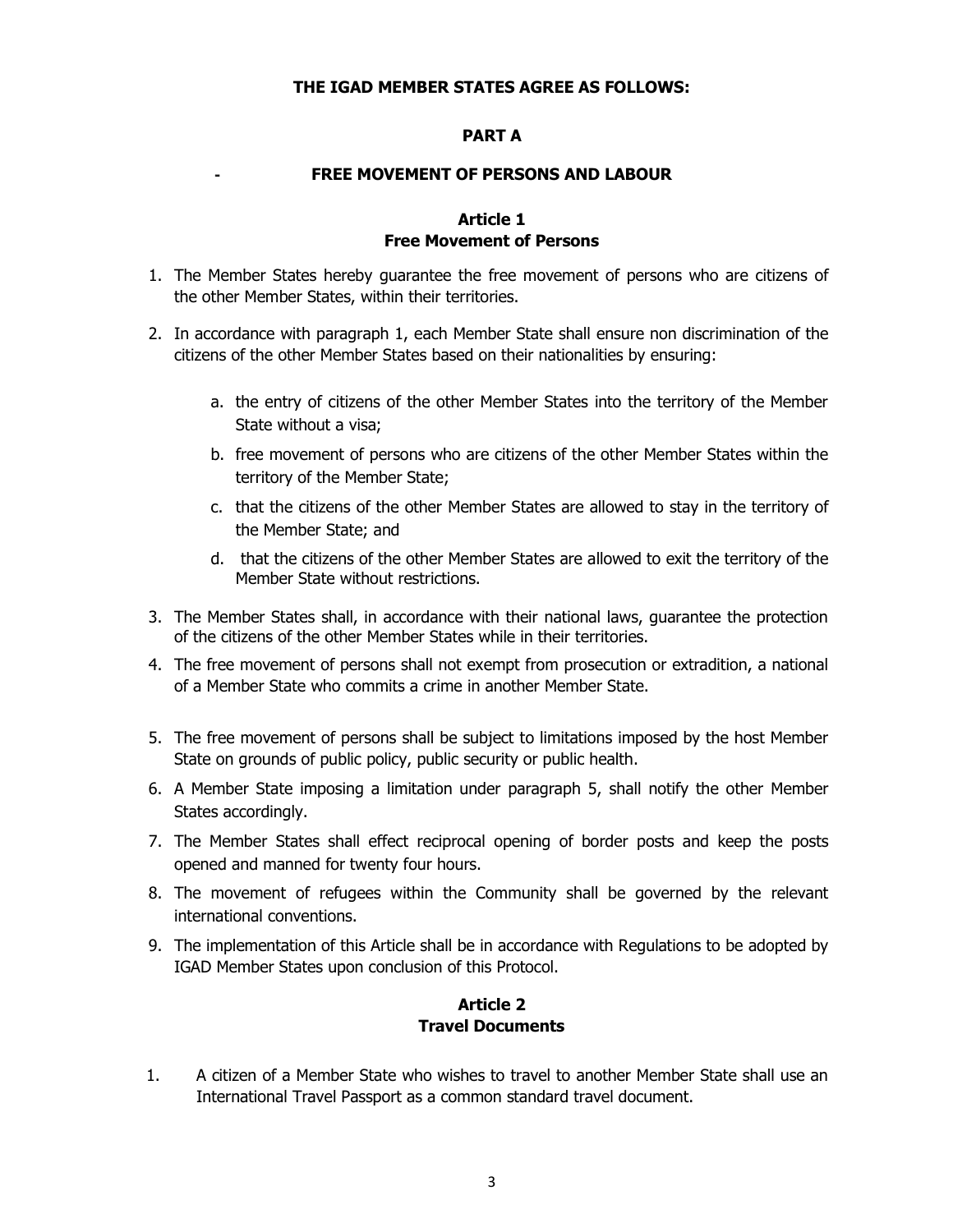**THE IGAD MEMBER STATES AGREE AS FOLLOWS:**

## PART A

## - FREE MOVEMENT OF PERSONS AND LABOUR

### Article 1
### Free Movement of Persons

1. The Member States hereby guarantee the free movement of persons who are citizens of the other Member States, within their territories.

2. In accordance with paragraph 1, each Member State shall ensure non discrimination of the citizens of the other Member States based on their nationalities by ensuring:

    a. the entry of citizens of the other Member States into the territory of the Member State without a visa;

    b. free movement of persons who are citizens of the other Member States within the territory of the Member State;

    c. that the citizens of the other Member States are allowed to stay in the territory of the Member State; and

    d. that the citizens of the other Member States are allowed to exit the territory of the Member State without restrictions.

3. The Member States shall, in accordance with their national laws, guarantee the protection of the citizens of the other Member States while in their territories.

4. The free movement of persons shall not exempt from prosecution or extradition, a national of a Member State who commits a crime in another Member State.

5. The free movement of persons shall be subject to limitations imposed by the host Member State on grounds of public policy, public security or public health.

6. A Member State imposing a limitation under paragraph 5, shall notify the other Member States accordingly.

7. The Member States shall effect reciprocal opening of border posts and keep the posts opened and manned for twenty four hours.

8. The movement of refugees within the Community shall be governed by the relevant international conventions.

9. The implementation of this Article shall be in accordance with Regulations to be adopted by IGAD Member States upon conclusion of this Protocol.

### Article 2
### Travel Documents

1. A citizen of a Member State who wishes to travel to another Member State shall use an International Travel Passport as a common standard travel document.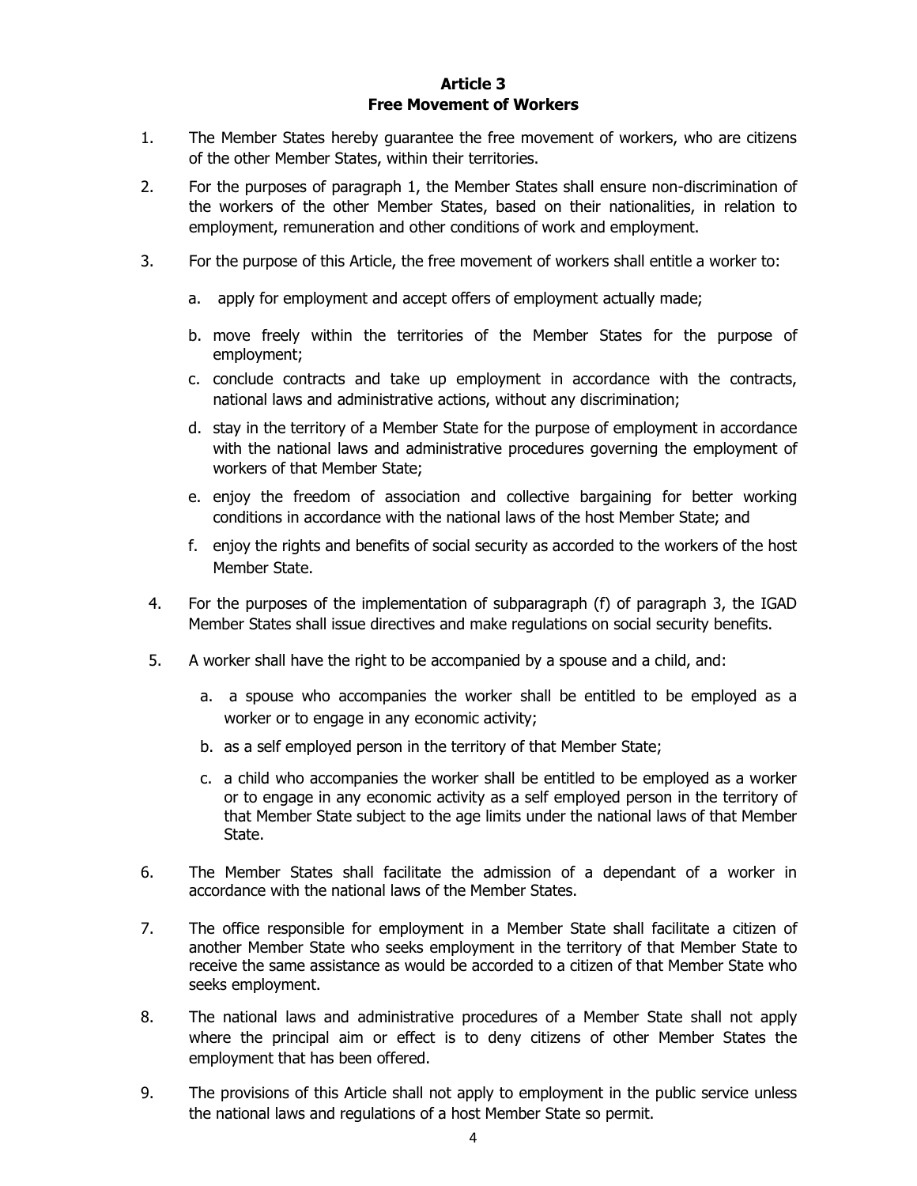## Article 3
## Free Movement of Workers

1. The Member States hereby guarantee the free movement of workers, who are citizens of the other Member States, within their territories.

2. For the purposes of paragraph 1, the Member States shall ensure non-discrimination of the workers of the other Member States, based on their nationalities, in relation to employment, remuneration and other conditions of work and employment.

3. For the purpose of this Article, the free movement of workers shall entitle a worker to:

   a. apply for employment and accept offers of employment actually made;

   b. move freely within the territories of the Member States for the purpose of employment;

   c. conclude contracts and take up employment in accordance with the contracts, national laws and administrative actions, without any discrimination;

   d. stay in the territory of a Member State for the purpose of employment in accordance with the national laws and administrative procedures governing the employment of workers of that Member State;

   e. enjoy the freedom of association and collective bargaining for better working conditions in accordance with the national laws of the host Member State; and

   f. enjoy the rights and benefits of social security as accorded to the workers of the host Member State.

4. For the purposes of the implementation of subparagraph (f) of paragraph 3, the IGAD Member States shall issue directives and make regulations on social security benefits.

5. A worker shall have the right to be accompanied by a spouse and a child, and:

   a. a spouse who accompanies the worker shall be entitled to be employed as a worker or to engage in any economic activity;

   b. as a self employed person in the territory of that Member State;

   c. a child who accompanies the worker shall be entitled to be employed as a worker or to engage in any economic activity as a self employed person in the territory of that Member State subject to the age limits under the national laws of that Member State.

6. The Member States shall facilitate the admission of a dependant of a worker in accordance with the national laws of the Member States.

7. The office responsible for employment in a Member State shall facilitate a citizen of another Member State who seeks employment in the territory of that Member State to receive the same assistance as would be accorded to a citizen of that Member State who seeks employment.

8. The national laws and administrative procedures of a Member State shall not apply where the principal aim or effect is to deny citizens of other Member States the employment that has been offered.

9. The provisions of this Article shall not apply to employment in the public service unless the national laws and regulations of a host Member State so permit.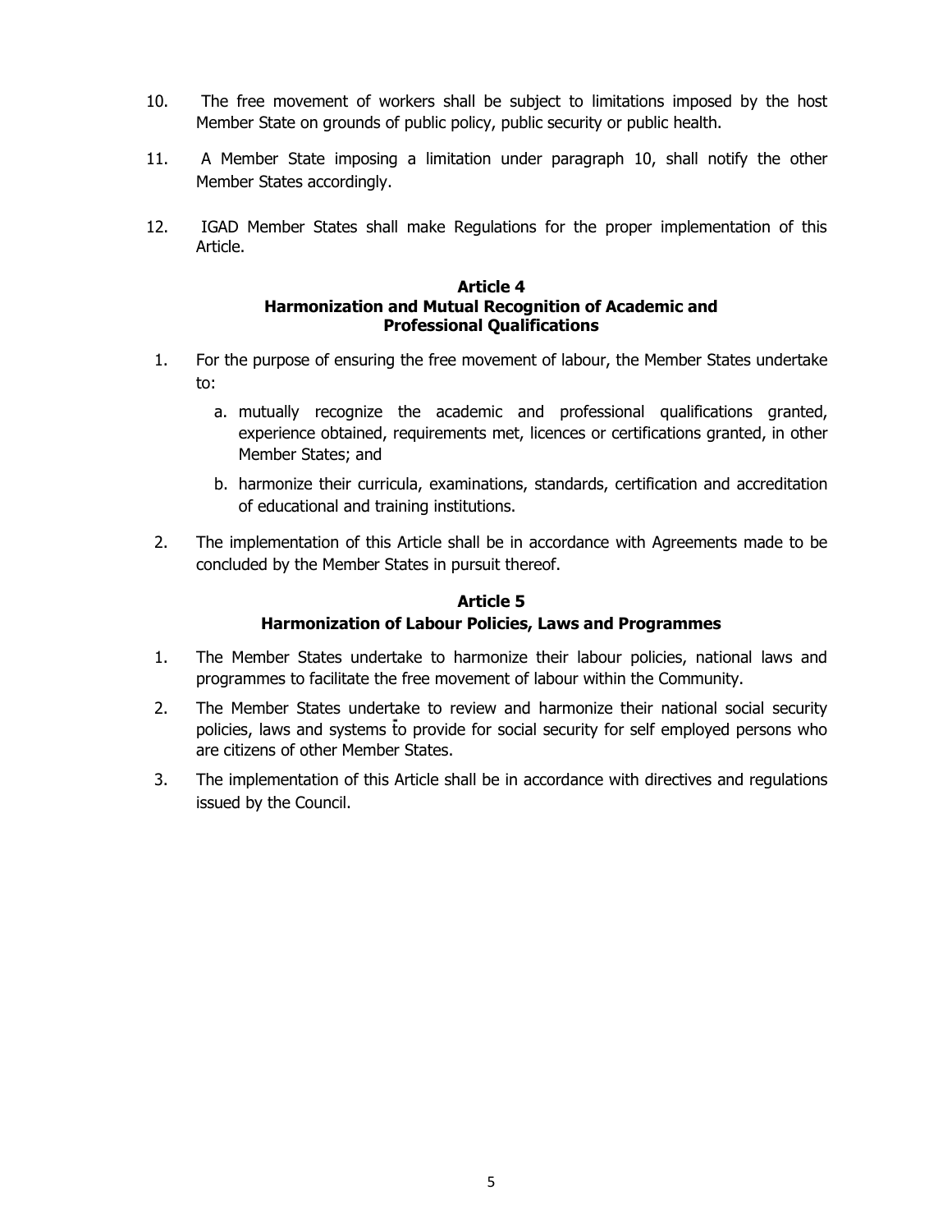10. The free movement of workers shall be subject to limitations imposed by the host Member State on grounds of public policy, public security or public health.

11. A Member State imposing a limitation under paragraph 10, shall notify the other Member States accordingly.

12. IGAD Member States shall make Regulations for the proper implementation of this Article.

### Article 4
### Harmonization and Mutual Recognition of Academic and Professional Qualifications

1. For the purpose of ensuring the free movement of labour, the Member States undertake to:

    a. mutually recognize the academic and professional qualifications granted, experience obtained, requirements met, licences or certifications granted, in other Member States; and

    b. harmonize their curricula, examinations, standards, certification and accreditation of educational and training institutions.

2. The implementation of this Article shall be in accordance with Agreements made to be concluded by the Member States in pursuit thereof.

### Article 5
### Harmonization of Labour Policies, Laws and Programmes

1. The Member States undertake to harmonize their labour policies, national laws and programmes to facilitate the free movement of labour within the Community.

2. The Member States undertake to review and harmonize their national social security policies, laws and systems to provide for social security for self employed persons who are citizens of other Member States.

3. The implementation of this Article shall be in accordance with directives and regulations issued by the Council.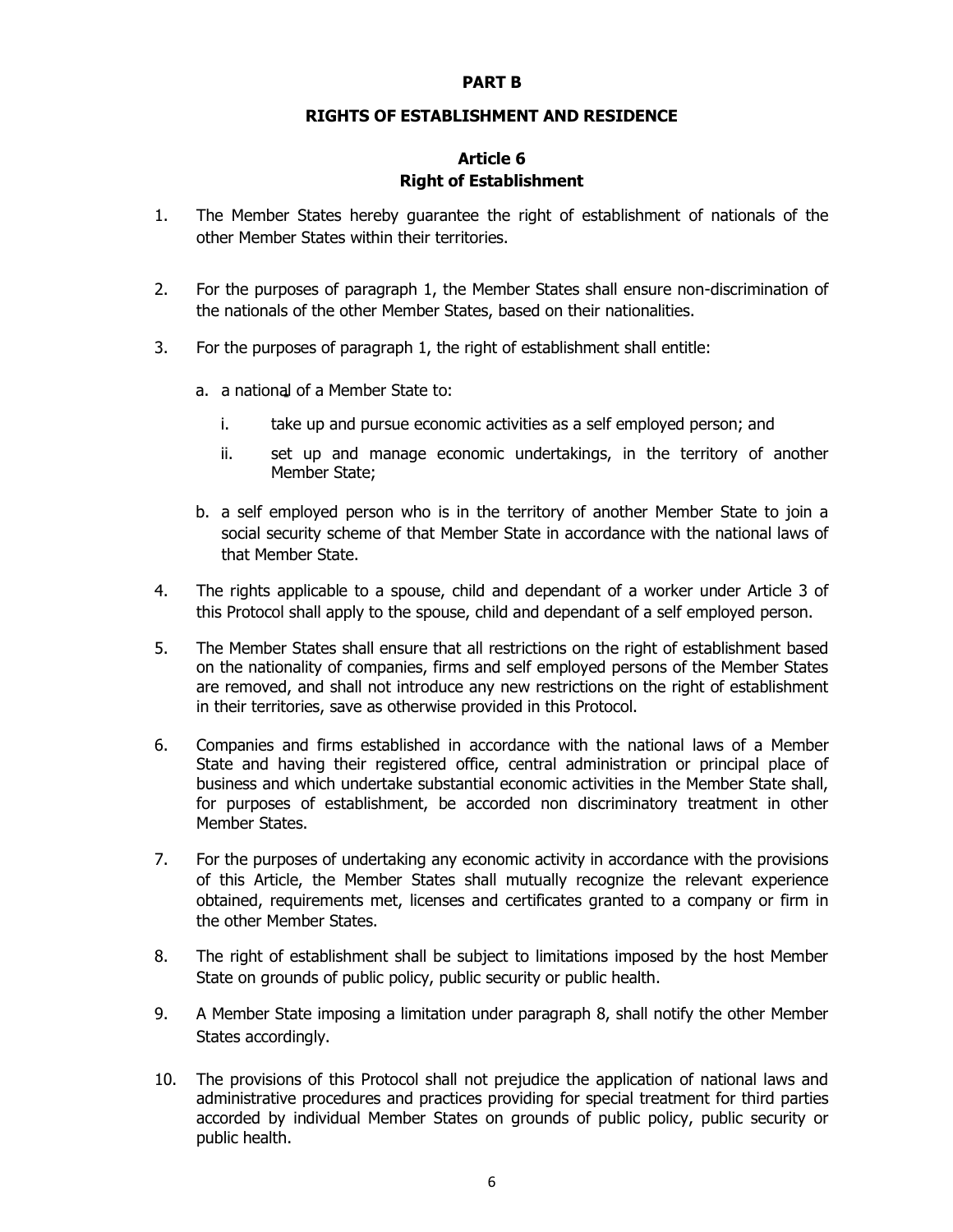## PART B

## RIGHTS OF ESTABLISHMENT AND RESIDENCE

### Article 6
### Right of Establishment

1. The Member States hereby guarantee the right of establishment of nationals of the other Member States within their territories.

2. For the purposes of paragraph 1, the Member States shall ensure non-discrimination of the nationals of the other Member States, based on their nationalities.

3. For the purposes of paragraph 1, the right of establishment shall entitle:

   a. a national of a Member State to:

      i. take up and pursue economic activities as a self employed person; and

      ii. set up and manage economic undertakings, in the territory of another Member State;

   b. a self employed person who is in the territory of another Member State to join a social security scheme of that Member State in accordance with the national laws of that Member State.

4. The rights applicable to a spouse, child and dependant of a worker under Article 3 of this Protocol shall apply to the spouse, child and dependant of a self employed person.

5. The Member States shall ensure that all restrictions on the right of establishment based on the nationality of companies, firms and self employed persons of the Member States are removed, and shall not introduce any new restrictions on the right of establishment in their territories, save as otherwise provided in this Protocol.

6. Companies and firms established in accordance with the national laws of a Member State and having their registered office, central administration or principal place of business and which undertake substantial economic activities in the Member State shall, for purposes of establishment, be accorded non discriminatory treatment in other Member States.

7. For the purposes of undertaking any economic activity in accordance with the provisions of this Article, the Member States shall mutually recognize the relevant experience obtained, requirements met, licenses and certificates granted to a company or firm in the other Member States.

8. The right of establishment shall be subject to limitations imposed by the host Member State on grounds of public policy, public security or public health.

9. A Member State imposing a limitation under paragraph 8, shall notify the other Member States accordingly.

10. The provisions of this Protocol shall not prejudice the application of national laws and administrative procedures and practices providing for special treatment for third parties accorded by individual Member States on grounds of public policy, public security or public health.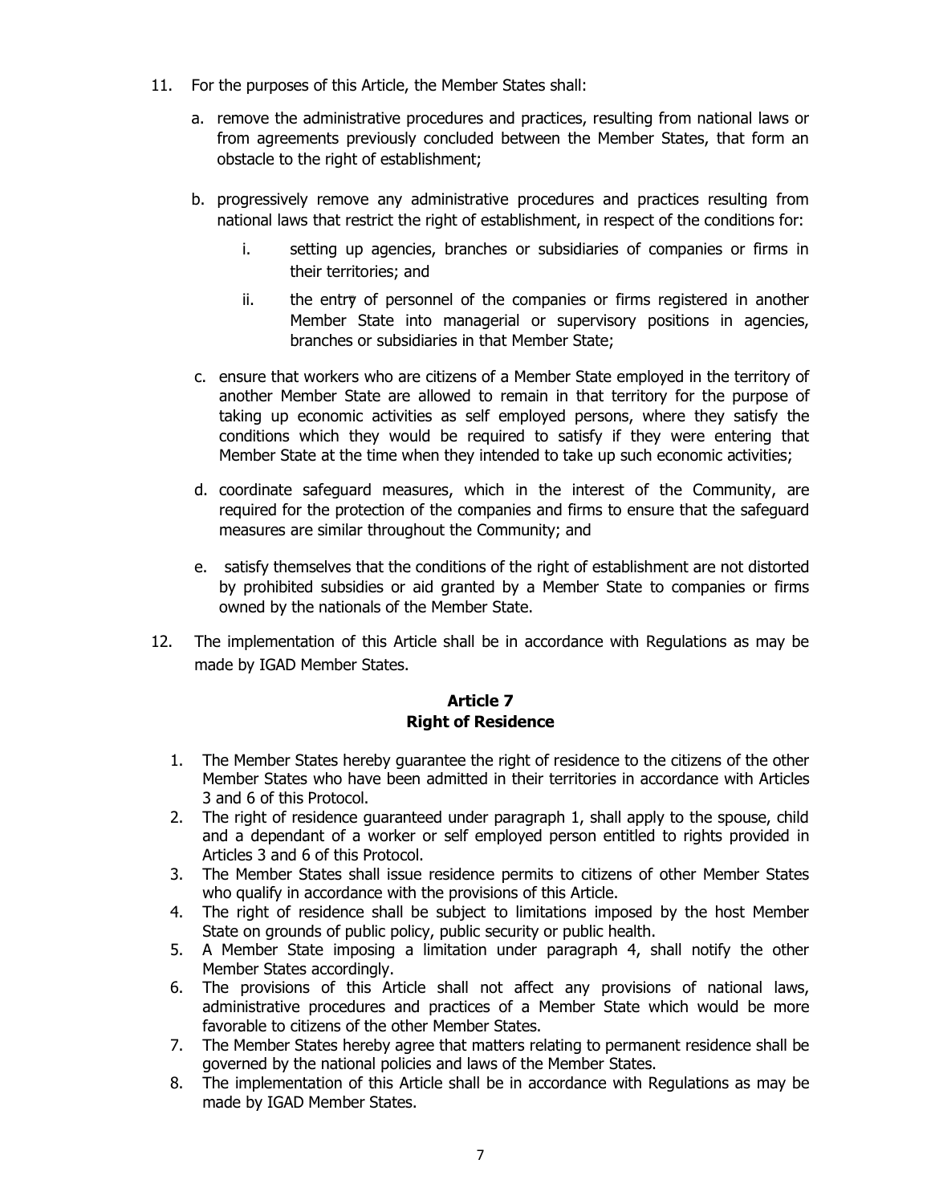11. For the purposes of this Article, the Member States shall:

    a. remove the administrative procedures and practices, resulting from national laws or from agreements previously concluded between the Member States, that form an obstacle to the right of establishment;

    b. progressively remove any administrative procedures and practices resulting from national laws that restrict the right of establishment, in respect of the conditions for:

        i. setting up agencies, branches or subsidiaries of companies or firms in their territories; and

        ii. the entry of personnel of the companies or firms registered in another Member State into managerial or supervisory positions in agencies, branches or subsidiaries in that Member State;

    c. ensure that workers who are citizens of a Member State employed in the territory of another Member State are allowed to remain in that territory for the purpose of taking up economic activities as self employed persons, where they satisfy the conditions which they would be required to satisfy if they were entering that Member State at the time when they intended to take up such economic activities;

    d. coordinate safeguard measures, which in the interest of the Community, are required for the protection of the companies and firms to ensure that the safeguard measures are similar throughout the Community; and

    e. satisfy themselves that the conditions of the right of establishment are not distorted by prohibited subsidies or aid granted by a Member State to companies or firms owned by the nationals of the Member State.

12. The implementation of this Article shall be in accordance with Regulations as may be made by IGAD Member States.

## Article 7
## Right of Residence

1. The Member States hereby guarantee the right of residence to the citizens of the other Member States who have been admitted in their territories in accordance with Articles 3 and 6 of this Protocol.
2. The right of residence guaranteed under paragraph 1, shall apply to the spouse, child and a dependant of a worker or self employed person entitled to rights provided in Articles 3 and 6 of this Protocol.
3. The Member States shall issue residence permits to citizens of other Member States who qualify in accordance with the provisions of this Article.
4. The right of residence shall be subject to limitations imposed by the host Member State on grounds of public policy, public security or public health.
5. A Member State imposing a limitation under paragraph 4, shall notify the other Member States accordingly.
6. The provisions of this Article shall not affect any provisions of national laws, administrative procedures and practices of a Member State which would be more favorable to citizens of the other Member States.
7. The Member States hereby agree that matters relating to permanent residence shall be governed by the national policies and laws of the Member States.
8. The implementation of this Article shall be in accordance with Regulations as may be made by IGAD Member States.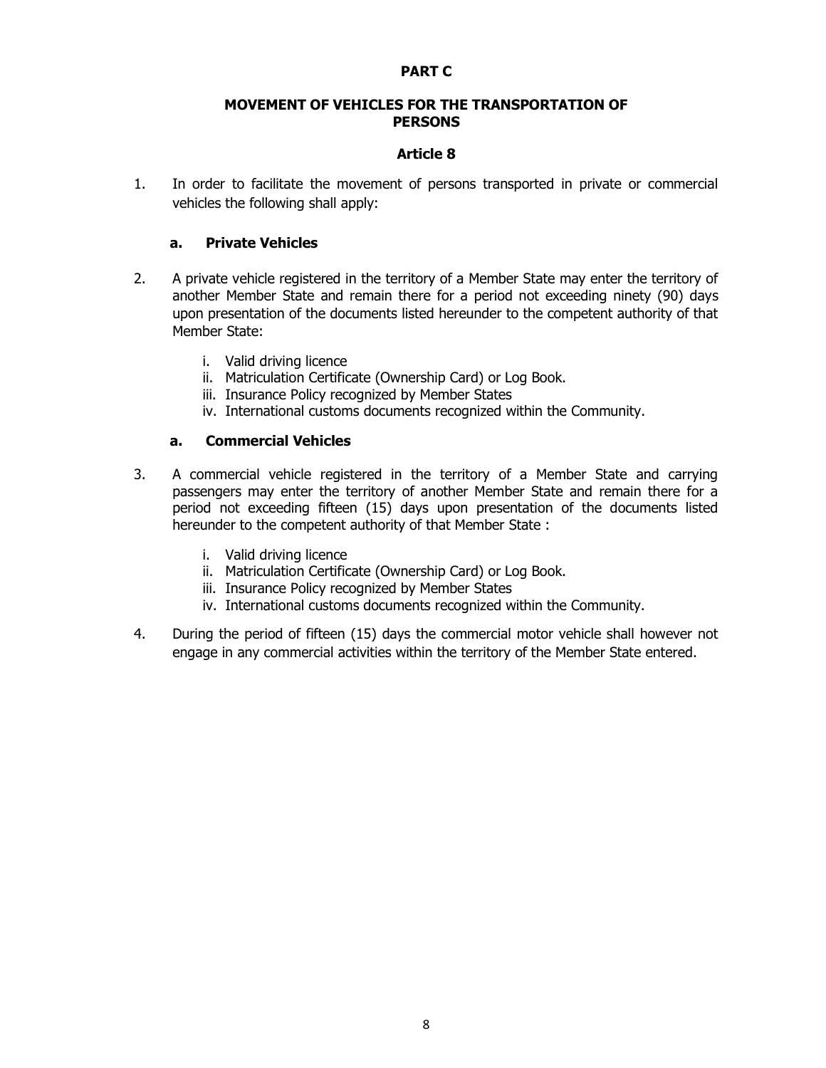# PART C

## MOVEMENT OF VEHICLES FOR THE TRANSPORTATION OF PERSONS

### Article 8

1. In order to facilitate the movement of persons transported in private or commercial vehicles the following shall apply:

**a. Private Vehicles**

2. A private vehicle registered in the territory of a Member State may enter the territory of another Member State and remain there for a period not exceeding ninety (90) days upon presentation of the documents listed hereunder to the competent authority of that Member State:

   i. Valid driving licence
   ii. Matriculation Certificate (Ownership Card) or Log Book.
   iii. Insurance Policy recognized by Member States
   iv. International customs documents recognized within the Community.

**a. Commercial Vehicles**

3. A commercial vehicle registered in the territory of a Member State and carrying passengers may enter the territory of another Member State and remain there for a period not exceeding fifteen (15) days upon presentation of the documents listed hereunder to the competent authority of that Member State :

   i. Valid driving licence
   ii. Matriculation Certificate (Ownership Card) or Log Book.
   iii. Insurance Policy recognized by Member States
   iv. International customs documents recognized within the Community.

4. During the period of fifteen (15) days the commercial motor vehicle shall however not engage in any commercial activities within the territory of the Member State entered.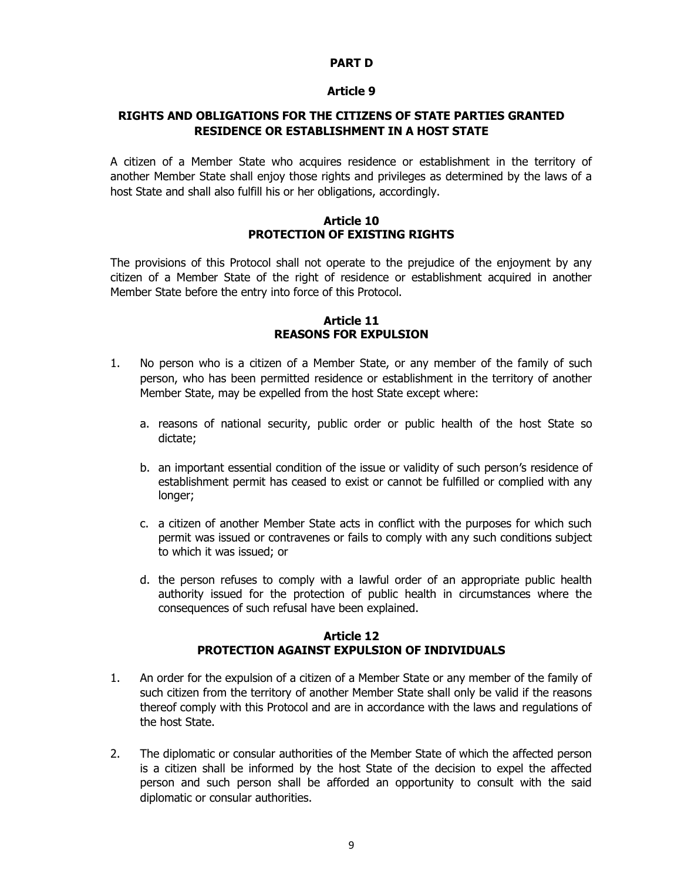## PART D

### Article 9

### RIGHTS AND OBLIGATIONS FOR THE CITIZENS OF STATE PARTIES GRANTED RESIDENCE OR ESTABLISHMENT IN A HOST STATE

A citizen of a Member State who acquires residence or establishment in the territory of another Member State shall enjoy those rights and privileges as determined by the laws of a host State and shall also fulfill his or her obligations, accordingly.

### Article 10
### PROTECTION OF EXISTING RIGHTS

The provisions of this Protocol shall not operate to the prejudice of the enjoyment by any citizen of a Member State of the right of residence or establishment acquired in another Member State before the entry into force of this Protocol.

### Article 11
### REASONS FOR EXPULSION

1. No person who is a citizen of a Member State, or any member of the family of such person, who has been permitted residence or establishment in the territory of another Member State, may be expelled from the host State except where:

   a. reasons of national security, public order or public health of the host State so dictate;

   b. an important essential condition of the issue or validity of such person's residence of establishment permit has ceased to exist or cannot be fulfilled or complied with any longer;

   c. a citizen of another Member State acts in conflict with the purposes for which such permit was issued or contravenes or fails to comply with any such conditions subject to which it was issued; or

   d. the person refuses to comply with a lawful order of an appropriate public health authority issued for the protection of public health in circumstances where the consequences of such refusal have been explained.

### Article 12
### PROTECTION AGAINST EXPULSION OF INDIVIDUALS

1. An order for the expulsion of a citizen of a Member State or any member of the family of such citizen from the territory of another Member State shall only be valid if the reasons thereof comply with this Protocol and are in accordance with the laws and regulations of the host State.

2. The diplomatic or consular authorities of the Member State of which the affected person is a citizen shall be informed by the host State of the decision to expel the affected person and such person shall be afforded an opportunity to consult with the said diplomatic or consular authorities.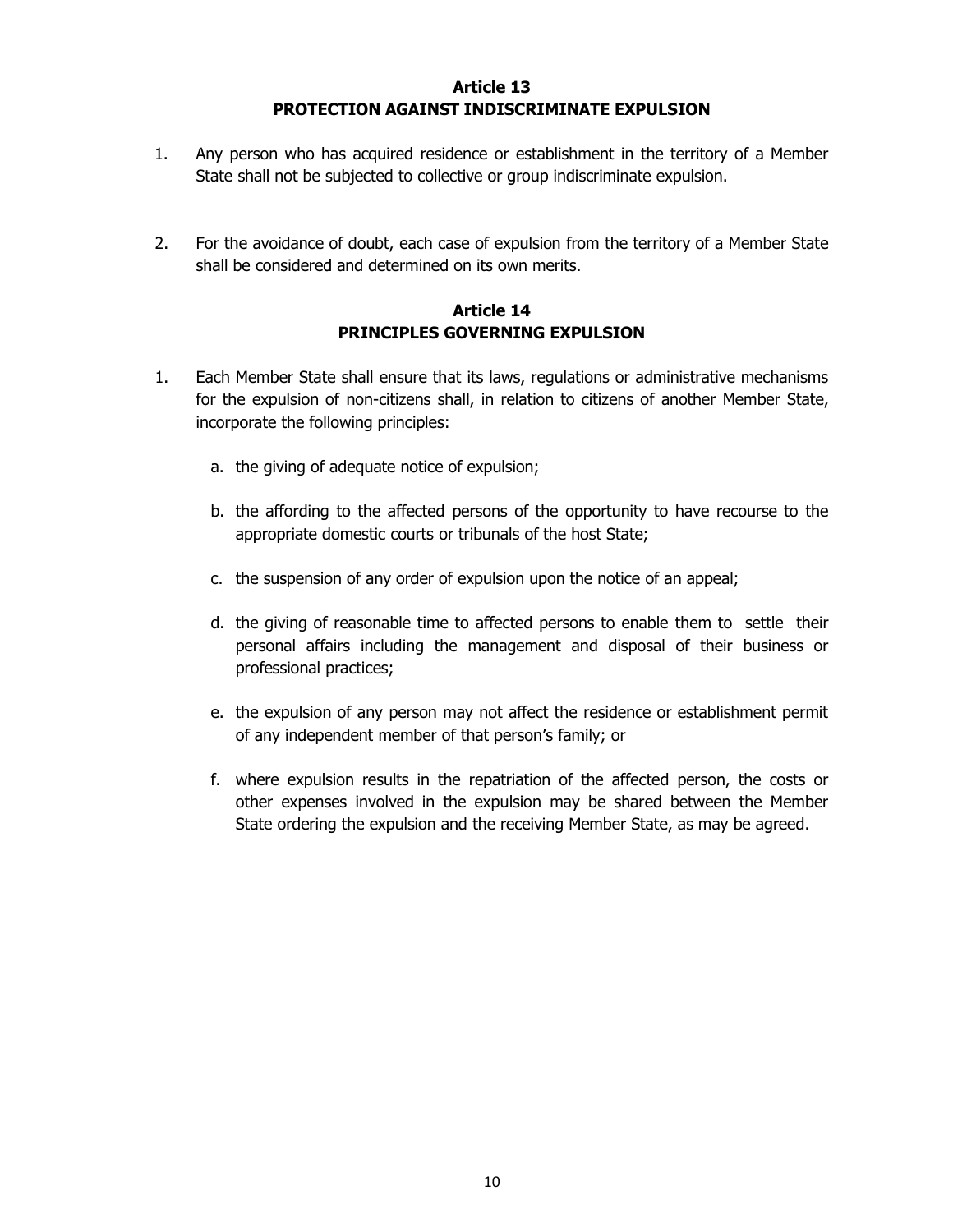## Article 13
## PROTECTION AGAINST INDISCRIMINATE EXPULSION

1. Any person who has acquired residence or establishment in the territory of a Member State shall not be subjected to collective or group indiscriminate expulsion.

2. For the avoidance of doubt, each case of expulsion from the territory of a Member State shall be considered and determined on its own merits.

## Article 14
## PRINCIPLES GOVERNING EXPULSION

1. Each Member State shall ensure that its laws, regulations or administrative mechanisms for the expulsion of non-citizens shall, in relation to citizens of another Member State, incorporate the following principles:

   a. the giving of adequate notice of expulsion;

   b. the affording to the affected persons of the opportunity to have recourse to the appropriate domestic courts or tribunals of the host State;

   c. the suspension of any order of expulsion upon the notice of an appeal;

   d. the giving of reasonable time to affected persons to enable them to settle their personal affairs including the management and disposal of their business or professional practices;

   e. the expulsion of any person may not affect the residence or establishment permit of any independent member of that person's family; or

   f. where expulsion results in the repatriation of the affected person, the costs or other expenses involved in the expulsion may be shared between the Member State ordering the expulsion and the receiving Member State, as may be agreed.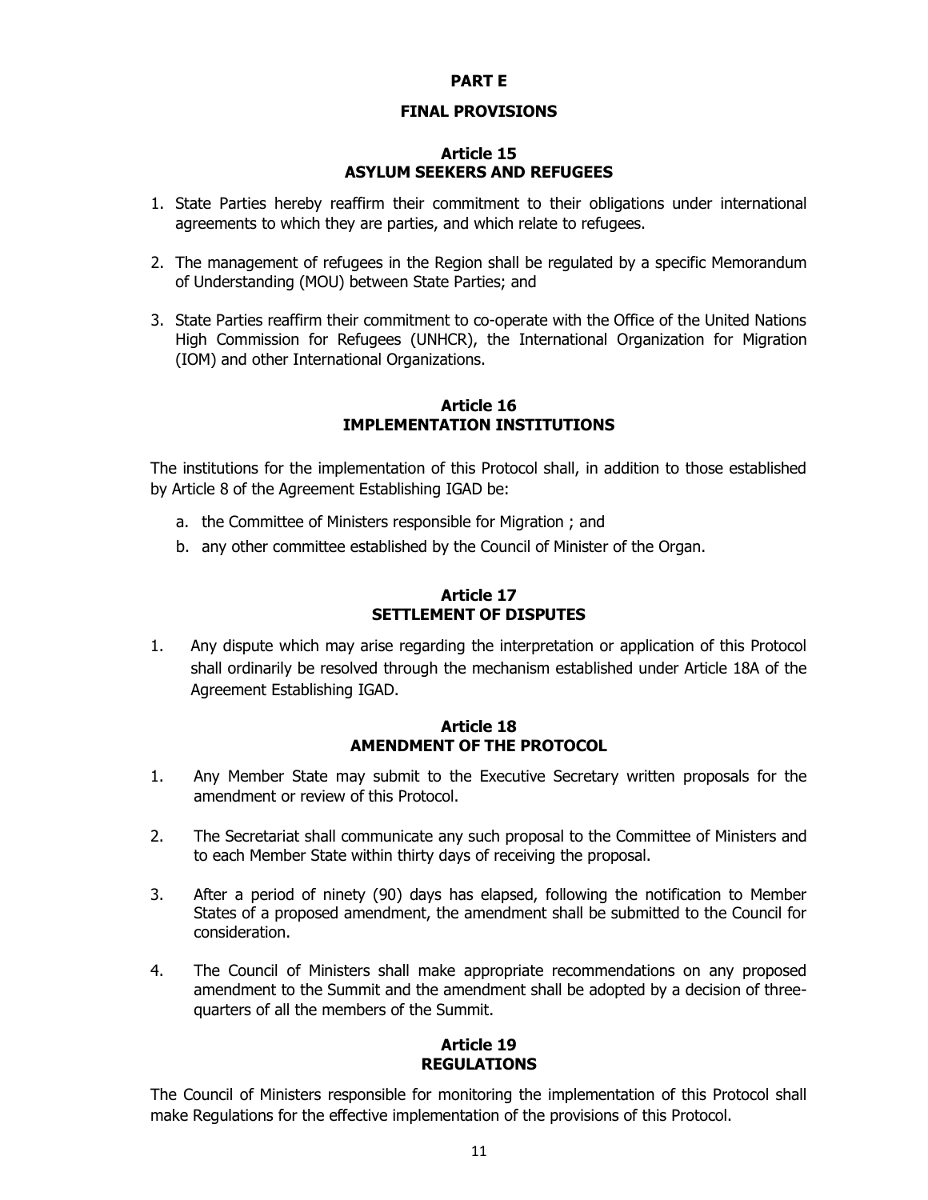## PART E

## FINAL PROVISIONS

### Article 15
### ASYLUM SEEKERS AND REFUGEES

1. State Parties hereby reaffirm their commitment to their obligations under international agreements to which they are parties, and which relate to refugees.

2. The management of refugees in the Region shall be regulated by a specific Memorandum of Understanding (MOU) between State Parties; and

3. State Parties reaffirm their commitment to co-operate with the Office of the United Nations High Commission for Refugees (UNHCR), the International Organization for Migration (IOM) and other International Organizations.

### Article 16
### IMPLEMENTATION INSTITUTIONS

The institutions for the implementation of this Protocol shall, in addition to those established by Article 8 of the Agreement Establishing IGAD be:

a. the Committee of Ministers responsible for Migration ; and
b. any other committee established by the Council of Minister of the Organ.

### Article 17
### SETTLEMENT OF DISPUTES

1. Any dispute which may arise regarding the interpretation or application of this Protocol shall ordinarily be resolved through the mechanism established under Article 18A of the Agreement Establishing IGAD.

### Article 18
### AMENDMENT OF THE PROTOCOL

1. Any Member State may submit to the Executive Secretary written proposals for the amendment or review of this Protocol.

2. The Secretariat shall communicate any such proposal to the Committee of Ministers and to each Member State within thirty days of receiving the proposal.

3. After a period of ninety (90) days has elapsed, following the notification to Member States of a proposed amendment, the amendment shall be submitted to the Council for consideration.

4. The Council of Ministers shall make appropriate recommendations on any proposed amendment to the Summit and the amendment shall be adopted by a decision of three-quarters of all the members of the Summit.

### Article 19
### REGULATIONS

The Council of Ministers responsible for monitoring the implementation of this Protocol shall make Regulations for the effective implementation of the provisions of this Protocol.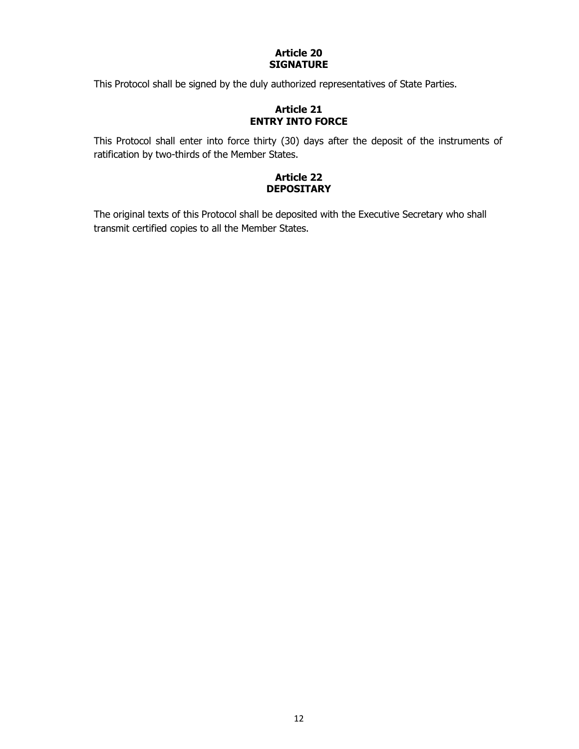### Article 20
### SIGNATURE

This Protocol shall be signed by the duly authorized representatives of State Parties.

### Article 21
### ENTRY INTO FORCE

This Protocol shall enter into force thirty (30) days after the deposit of the instruments of ratification by two-thirds of the Member States.

### Article 22
### DEPOSITARY

The original texts of this Protocol shall be deposited with the Executive Secretary who shall transmit certified copies to all the Member States.